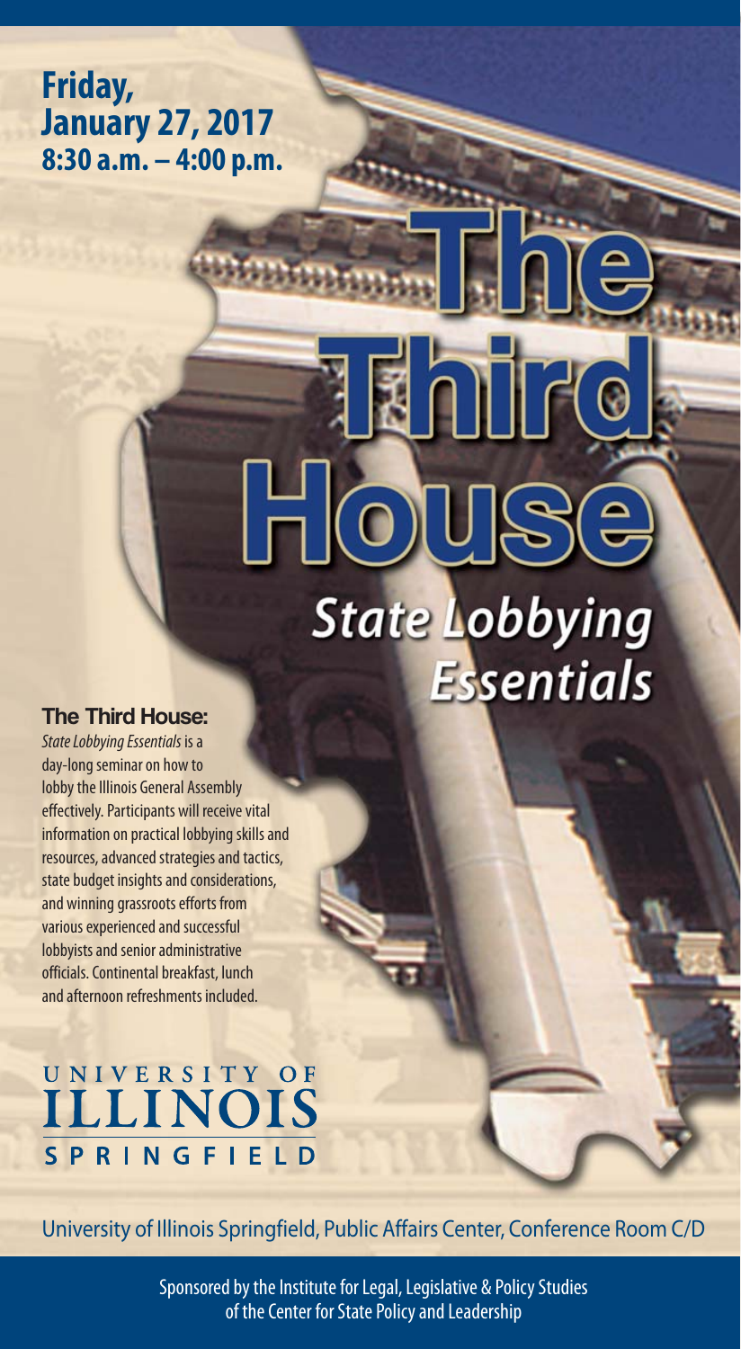**Friday,**
**January 27, 2017**
**8:30 a.m. – 4:00 p.m.**

# The Third House

## *State Lobbying Essentials*

**The Third House:**
*State Lobbying Essentials* is a day-long seminar on how to lobby the Illinois General Assembly effectively. Participants will receive vital information on practical lobbying skills and resources, advanced strategies and tactics, state budget insights and considerations, and winning grassroots efforts from various experienced and successful lobbyists and senior administrative officials. Continental breakfast, lunch and afternoon refreshments included.

UNIVERSITY OF ILLINOIS SPRINGFIELD

University of Illinois Springfield, Public Affairs Center, Conference Room C/D

Sponsored by the Institute for Legal, Legislative & Policy Studies of the Center for State Policy and Leadership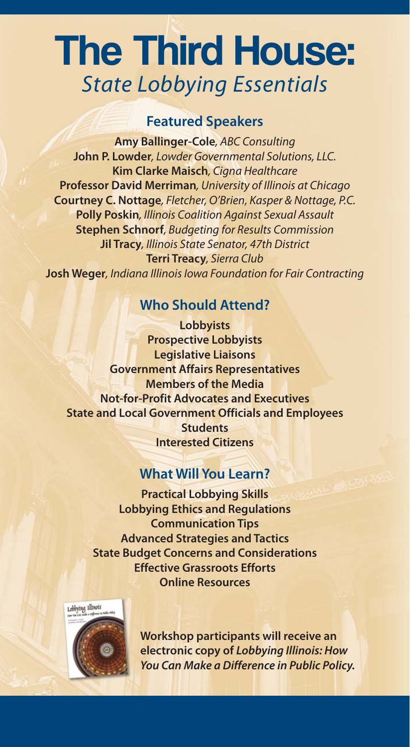# The Third House:

## *State Lobbying Essentials*

### Featured Speakers

**Amy Ballinger-Cole**, *ABC Consulting*
**John P. Lowder**, *Lowder Governmental Solutions, LLC.*
**Kim Clarke Maisch**, *Cigna Healthcare*
**Professor David Merriman**, *University of Illinois at Chicago*
**Courtney C. Nottage**, *Fletcher, O'Brien, Kasper & Nottage, P.C.*
**Polly Poskin**, *Illinois Coalition Against Sexual Assault*
**Stephen Schnorf**, *Budgeting for Results Commission*
**Jil Tracy**, *Illinois State Senator, 47th District*
**Terri Treacy**, *Sierra Club*
**Josh Weger**, *Indiana Illinois Iowa Foundation for Fair Contracting*

### Who Should Attend?

**Lobbyists**
**Prospective Lobbyists**
**Legislative Liaisons**
**Government Affairs Representatives**
**Members of the Media**
**Not-for-Profit Advocates and Executives**
**State and Local Government Officials and Employees**
**Students**
**Interested Citizens**

### What Will You Learn?

**Practical Lobbying Skills**
**Lobbying Ethics and Regulations**
**Communication Tips**
**Advanced Strategies and Tactics**
**State Budget Concerns and Considerations**
**Effective Grassroots Efforts**
**Online Resources**

**Workshop participants will receive an electronic copy of *Lobbying Illinois: How You Can Make a Difference in Public Policy.***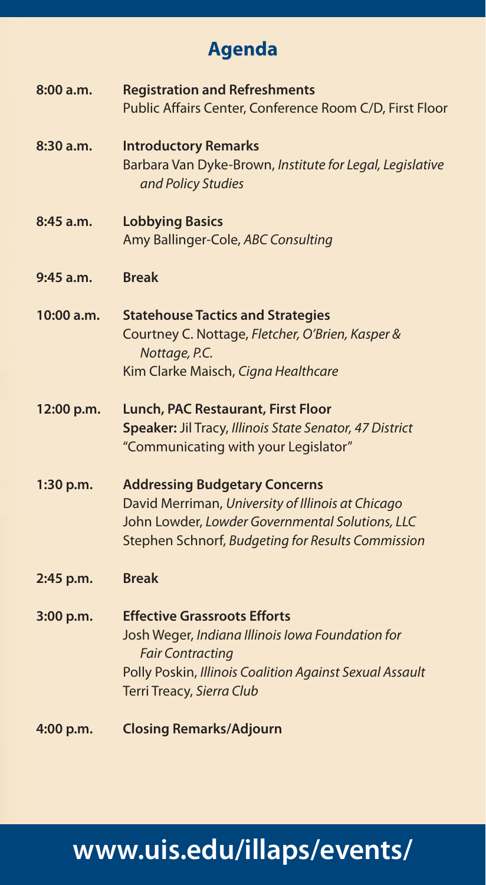## Agenda

**8:00 a.m.** **Registration and Refreshments**
Public Affairs Center, Conference Room C/D, First Floor

**8:30 a.m.** **Introductory Remarks**
Barbara Van Dyke-Brown, *Institute for Legal, Legislative and Policy Studies*

**8:45 a.m.** **Lobbying Basics**
Amy Ballinger-Cole, *ABC Consulting*

**9:45 a.m.** **Break**

**10:00 a.m.** **Statehouse Tactics and Strategies**
Courtney C. Nottage, *Fletcher, O'Brien, Kasper & Nottage, P.C.*
Kim Clarke Maisch, *Cigna Healthcare*

**12:00 p.m.** **Lunch, PAC Restaurant, First Floor**
**Speaker:** Jil Tracy, *Illinois State Senator, 47 District*
"Communicating with your Legislator"

**1:30 p.m.** **Addressing Budgetary Concerns**
David Merriman, *University of Illinois at Chicago*
John Lowder, *Lowder Governmental Solutions, LLC*
Stephen Schnorf, *Budgeting for Results Commission*

**2:45 p.m.** **Break**

**3:00 p.m.** **Effective Grassroots Efforts**
Josh Weger, *Indiana Illinois Iowa Foundation for Fair Contracting*
Polly Poskin, *Illinois Coalition Against Sexual Assault*
Terri Treacy, *Sierra Club*

**4:00 p.m.** **Closing Remarks/Adjourn**

**www.uis.edu/illaps/events/**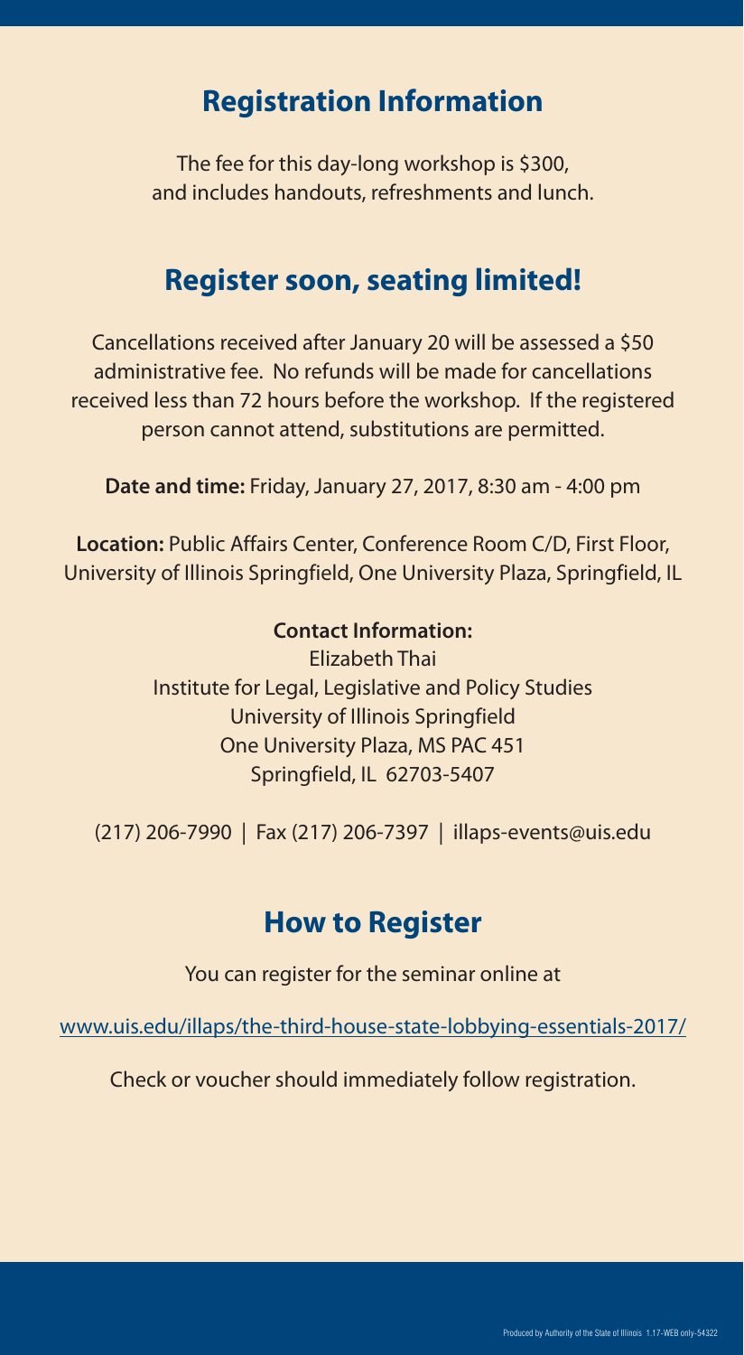## Registration Information

The fee for this day-long workshop is $300, and includes handouts, refreshments and lunch.

## Register soon, seating limited!

Cancellations received after January 20 will be assessed a $50 administrative fee. No refunds will be made for cancellations received less than 72 hours before the workshop. If the registered person cannot attend, substitutions are permitted.

**Date and time:** Friday, January 27, 2017, 8:30 am - 4:00 pm

**Location:** Public Affairs Center, Conference Room C/D, First Floor, University of Illinois Springfield, One University Plaza, Springfield, IL

**Contact Information:**
Elizabeth Thai
Institute for Legal, Legislative and Policy Studies
University of Illinois Springfield
One University Plaza, MS PAC 451
Springfield, IL 62703-5407

(217) 206-7990 | Fax (217) 206-7397 | illaps-events@uis.edu

## How to Register

You can register for the seminar online at

www.uis.edu/illaps/the-third-house-state-lobbying-essentials-2017/

Check or voucher should immediately follow registration.

Produced by Authority of the State of Illinois 1.17-WEB only-54322